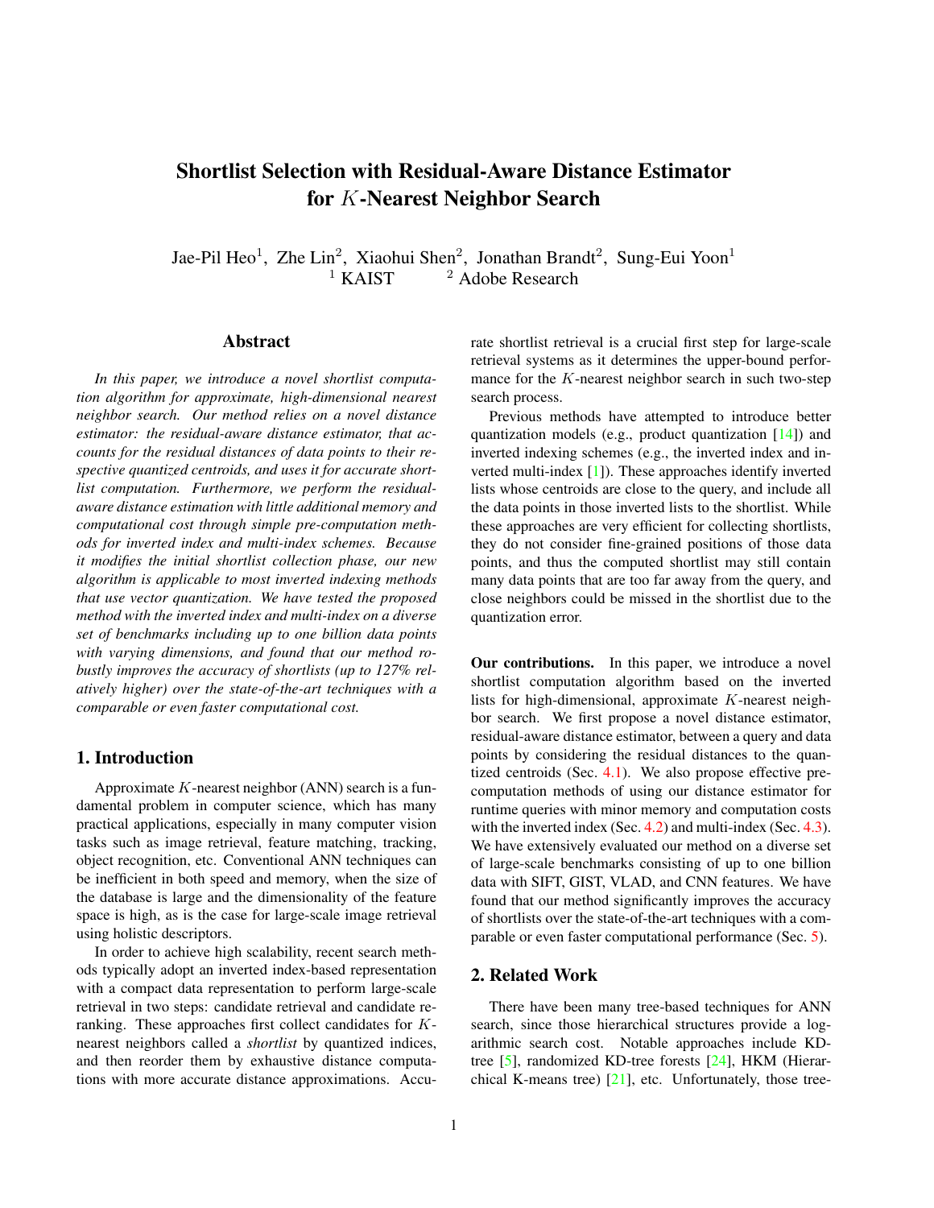# Shortlist Selection with Residual-Aware Distance Estimator for $K$-Nearest Neighbor Search

Jae-Pil Heo[1], Zhe Lin[2], Xiaohui Shen[2], Jonathan Brandt[2], Sung-Eui Yoon[1]

[1] KAIST [2] Adobe Research

## Abstract

*In this paper, we introduce a novel shortlist computation algorithm for approximate, high-dimensional nearest neighbor search. Our method relies on a novel distance estimator: the residual-aware distance estimator, that accounts for the residual distances of data points to their respective quantized centroids, and uses it for accurate shortlist computation. Furthermore, we perform the residual-aware distance estimation with little additional memory and computational cost through simple pre-computation methods for inverted index and multi-index schemes. Because it modifies the initial shortlist collection phase, our new algorithm is applicable to most inverted indexing methods that use vector quantization. We have tested the proposed method with the inverted index and multi-index on a diverse set of benchmarks including up to one billion data points with varying dimensions, and found that our method robustly improves the accuracy of shortlists (up to 127% relatively higher) over the state-of-the-art techniques with a comparable or even faster computational cost.*

## 1. Introduction

Approximate $K$-nearest neighbor (ANN) search is a fundamental problem in computer science, which has many practical applications, especially in many computer vision tasks such as image retrieval, feature matching, tracking, object recognition, etc. Conventional ANN techniques can be inefficient in both speed and memory, when the size of the database is large and the dimensionality of the feature space is high, as is the case for large-scale image retrieval using holistic descriptors.

In order to achieve high scalability, recent search methods typically adopt an inverted index-based representation with a compact data representation to perform large-scale retrieval in two steps: candidate retrieval and candidate reranking. These approaches first collect candidates for $K$-nearest neighbors called a *shortlist* by quantized indices, and then reorder them by exhaustive distance computations with more accurate distance approximations. Accurate shortlist retrieval is a crucial first step for large-scale retrieval systems as it determines the upper-bound performance for the $K$-nearest neighbor search in such two-step search process.

Previous methods have attempted to introduce better quantization models (e.g., product quantization [14]) and inverted indexing schemes (e.g., the inverted index and inverted multi-index [1]). These approaches identify inverted lists whose centroids are close to the query, and include all the data points in those inverted lists to the shortlist. While these approaches are very efficient for collecting shortlists, they do not consider fine-grained positions of those data points, and thus the computed shortlist may still contain many data points that are too far away from the query, and close neighbors could be missed in the shortlist due to the quantization error.

**Our contributions.** In this paper, we introduce a novel shortlist computation algorithm based on the inverted lists for high-dimensional, approximate $K$-nearest neighbor search. We first propose a novel distance estimator, residual-aware distance estimator, between a query and data points by considering the residual distances to the quantized centroids (Sec. 4.1). We also propose effective precomputation methods of using our distance estimator for runtime queries with minor memory and computation costs with the inverted index (Sec. 4.2) and multi-index (Sec. 4.3). We have extensively evaluated our method on a diverse set of large-scale benchmarks consisting of up to one billion data with SIFT, GIST, VLAD, and CNN features. We have found that our method significantly improves the accuracy of shortlists over the state-of-the-art techniques with a comparable or even faster computational performance (Sec. 5).

## 2. Related Work

There have been many tree-based techniques for ANN search, since those hierarchical structures provide a logarithmic search cost. Notable approaches include KD-tree [5], randomized KD-tree forests [24], HKM (Hierarchical K-means tree) [21], etc. Unfortunately, those tree-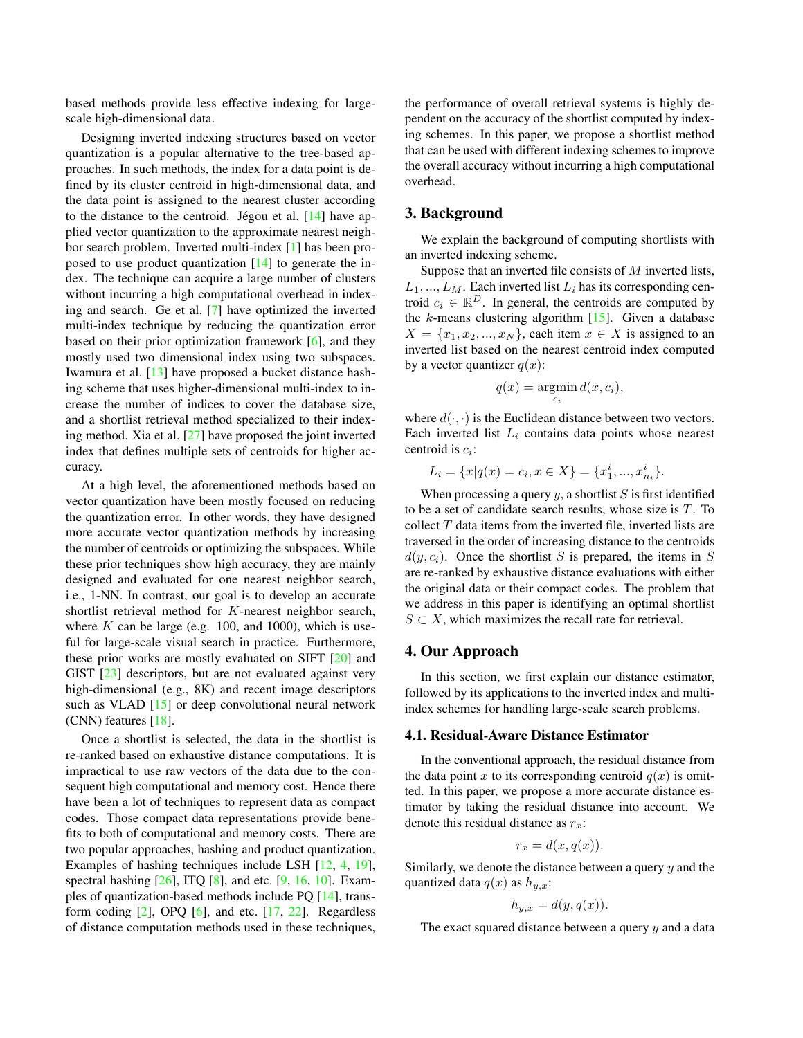based methods provide less effective indexing for large-scale high-dimensional data.

Designing inverted indexing structures based on vector quantization is a popular alternative to the tree-based approaches. In such methods, the index for a data point is defined by its cluster centroid in high-dimensional data, and the data point is assigned to the nearest cluster according to the distance to the centroid. Jégou et al. [14] have applied vector quantization to the approximate nearest neighbor search problem. Inverted multi-index [1] has been proposed to use product quantization [14] to generate the index. The technique can acquire a large number of clusters without incurring a high computational overhead in indexing and search. Ge et al. [7] have optimized the inverted multi-index technique by reducing the quantization error based on their prior optimization framework [6], and they mostly used two dimensional index using two subspaces. Iwamura et al. [13] have proposed a bucket distance hashing scheme that uses higher-dimensional multi-index to increase the number of indices to cover the database size, and a shortlist retrieval method specialized to their indexing method. Xia et al. [27] have proposed the joint inverted index that defines multiple sets of centroids for higher accuracy.

At a high level, the aforementioned methods based on vector quantization have been mostly focused on reducing the quantization error. In other words, they have designed more accurate vector quantization methods by increasing the number of centroids or optimizing the subspaces. While these prior techniques show high accuracy, they are mainly designed and evaluated for one nearest neighbor search, i.e., 1-NN. In contrast, our goal is to develop an accurate shortlist retrieval method for $K$-nearest neighbor search, where $K$ can be large (e.g. 100, and 1000), which is useful for large-scale visual search in practice. Furthermore, these prior works are mostly evaluated on SIFT [20] and GIST [23] descriptors, but are not evaluated against very high-dimensional (e.g., 8K) and recent image descriptors such as VLAD [15] or deep convolutional neural network (CNN) features [18].

Once a shortlist is selected, the data in the shortlist is re-ranked based on exhaustive distance computations. It is impractical to use raw vectors of the data due to the consequent high computational and memory cost. Hence there have been a lot of techniques to represent data as compact codes. Those compact data representations provide benefits to both of computational and memory costs. There are two popular approaches, hashing and product quantization. Examples of hashing techniques include LSH [12, 4, 19], spectral hashing [26], ITQ [8], and etc. [9, 16, 10]. Examples of quantization-based methods include PQ [14], transform coding [2], OPQ [6], and etc. [17, 22]. Regardless of distance computation methods used in these techniques, the performance of overall retrieval systems is highly dependent on the accuracy of the shortlist computed by indexing schemes. In this paper, we propose a shortlist method that can be used with different indexing schemes to improve the overall accuracy without incurring a high computational overhead.

## 3. Background

We explain the background of computing shortlists with an inverted indexing scheme.

Suppose that an inverted file consists of $M$ inverted lists, $L_1, ..., L_M$. Each inverted list $L_i$ has its corresponding centroid $c_i \in \mathbb{R}^D$. In general, the centroids are computed by the $k$-means clustering algorithm [15]. Given a database $X = \{x_1, x_2, ..., x_N\}$, each item $x \in X$ is assigned to an inverted list based on the nearest centroid index computed by a vector quantizer $q(x)$:

$$q(x) = \underset{c_i}{\operatorname{argmin}}\, d(x, c_i),$$

where $d(\cdot, \cdot)$ is the Euclidean distance between two vectors. Each inverted list $L_i$ contains data points whose nearest centroid is $c_i$:

$$L_i = \{x | q(x) = c_i, x \in X\} = \{x_1^i, ..., x_{n_i}^i\}.$$

When processing a query $y$, a shortlist $S$ is first identified to be a set of candidate search results, whose size is $T$. To collect $T$ data items from the inverted file, inverted lists are traversed in the order of increasing distance to the centroids $d(y, c_i)$. Once the shortlist $S$ is prepared, the items in $S$ are re-ranked by exhaustive distance evaluations with either the original data or their compact codes. The problem that we address in this paper is identifying an optimal shortlist $S \subset X$, which maximizes the recall rate for retrieval.

## 4. Our Approach

In this section, we first explain our distance estimator, followed by its applications to the inverted index and multi-index schemes for handling large-scale search problems.

### 4.1. Residual-Aware Distance Estimator

In the conventional approach, the residual distance from the data point $x$ to its corresponding centroid $q(x)$ is omitted. In this paper, we propose a more accurate distance estimator by taking the residual distance into account. We denote this residual distance as $r_x$:

$$r_x = d(x, q(x)).$$

Similarly, we denote the distance between a query $y$ and the quantized data $q(x)$ as $h_{y,x}$:

$$h_{y,x} = d(y, q(x)).$$

The exact squared distance between a query $y$ and a data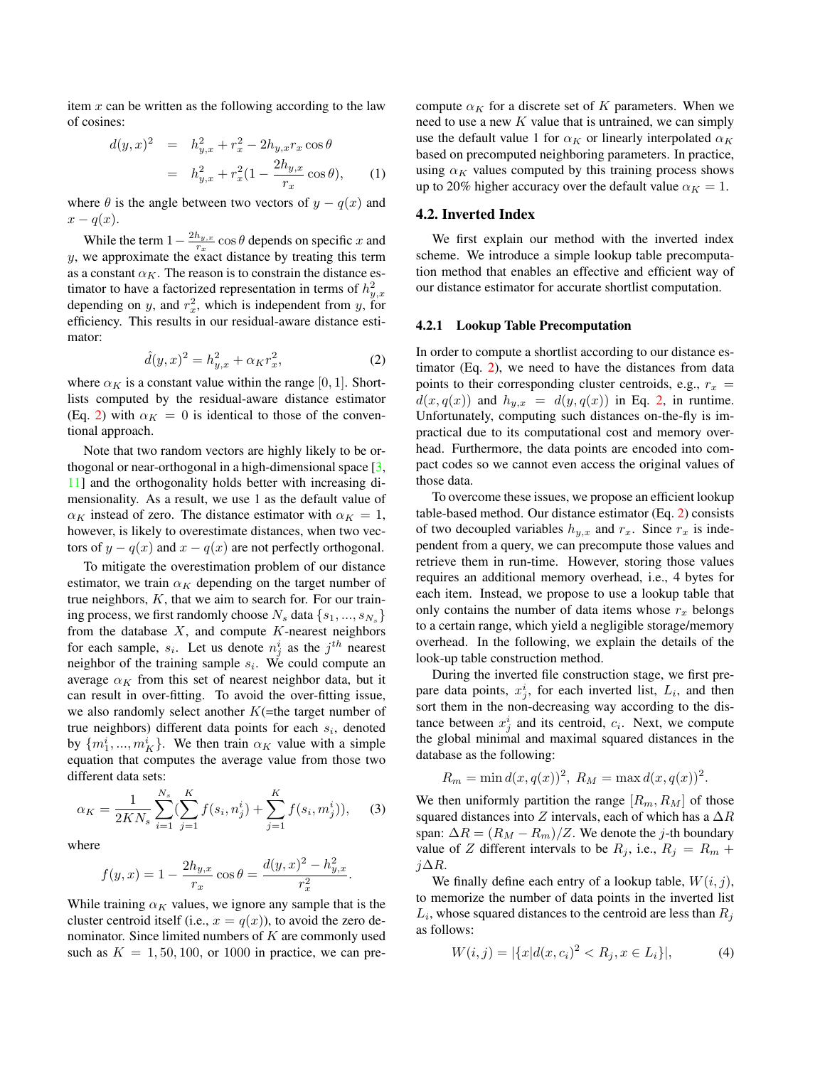item $x$ can be written as the following according to the law of cosines:

$$
\begin{aligned}
d(y,x)^2 &= h_{y,x}^2 + r_x^2 - 2h_{y,x} r_x \cos\theta \\
&= h_{y,x}^2 + r_x^2 (1 - \frac{2h_{y,x}}{r_x}\cos\theta), \qquad (1)
\end{aligned}
$$

where $\theta$ is the angle between two vectors of $y - q(x)$ and $x - q(x)$.

While the term $1 - \frac{2h_{y,x}}{r_x}\cos\theta$ depends on specific $x$ and $y$, we approximate the exact distance by treating this term as a constant $\alpha_K$. The reason is to constrain the distance estimator to have a factorized representation in terms of $h_{y,x}^2$ depending on $y$, and $r_x^2$, which is independent from $y$, for efficiency. This results in our residual-aware distance estimator:

$$
\hat{d}(y,x)^2 = h_{y,x}^2 + \alpha_K r_x^2, \qquad (2)
$$

where $\alpha_K$ is a constant value within the range $[0, 1]$. Shortlists computed by the residual-aware distance estimator (Eq. 2) with $\alpha_K = 0$ is identical to those of the conventional approach.

Note that two random vectors are highly likely to be orthogonal or near-orthogonal in a high-dimensional space [3, 11] and the orthogonality holds better with increasing dimensionality. As a result, we use 1 as the default value of $\alpha_K$ instead of zero. The distance estimator with $\alpha_K = 1$, however, is likely to overestimate distances, when two vectors of $y - q(x)$ and $x - q(x)$ are not perfectly orthogonal.

To mitigate the overestimation problem of our distance estimator, we train $\alpha_K$ depending on the target number of true neighbors, $K$, that we aim to search for. For our training process, we first randomly choose $N_s$ data $\{s_1, ..., s_{N_s}\}$ from the database $X$, and compute $K$-nearest neighbors for each sample, $s_i$. Let us denote $n_j^i$ as the $j^{th}$ nearest neighbor of the training sample $s_i$. We could compute an average $\alpha_K$ from this set of nearest neighbor data, but it can result in over-fitting. To avoid the over-fitting issue, we also randomly select another $K$(=the target number of true neighbors) different data points for each $s_i$, denoted by $\{m_1^i, ..., m_K^i\}$. We then train $\alpha_K$ value with a simple equation that computes the average value from those two different data sets:

$$
\alpha_K = \frac{1}{2KN_s}\sum_{i=1}^{N_s}\left(\sum_{j=1}^{K} f(s_i, n_j^i) + \sum_{j=1}^{K} f(s_i, m_j^i)\right), \qquad (3)
$$

where

$$
f(y,x) = 1 - \frac{2h_{y,x}}{r_x}\cos\theta = \frac{d(y,x)^2 - h_{y,x}^2}{r_x^2}.
$$

While training $\alpha_K$ values, we ignore any sample that is the cluster centroid itself (i.e., $x = q(x)$), to avoid the zero denominator. Since limited numbers of $K$ are commonly used such as $K = 1, 50, 100$, or $1000$ in practice, we can precompute $\alpha_K$ for a discrete set of $K$ parameters. When we need to use a new $K$ value that is untrained, we can simply use the default value 1 for $\alpha_K$ or linearly interpolated $\alpha_K$ based on precomputed neighboring parameters. In practice, using $\alpha_K$ values computed by this training process shows up to 20% higher accuracy over the default value $\alpha_K = 1$.

## 4.2. Inverted Index

We first explain our method with the inverted index scheme. We introduce a simple lookup table precomputation method that enables an effective and efficient way of our distance estimator for accurate shortlist computation.

### 4.2.1 Lookup Table Precomputation

In order to compute a shortlist according to our distance estimator (Eq. 2), we need to have the distances from data points to their corresponding cluster centroids, e.g., $r_x = d(x, q(x))$ and $h_{y,x} = d(y, q(x))$ in Eq. 2, in runtime. Unfortunately, computing such distances on-the-fly is impractical due to its computational cost and memory overhead. Furthermore, the data points are encoded into compact codes so we cannot even access the original values of those data.

To overcome these issues, we propose an efficient lookup table-based method. Our distance estimator (Eq. 2) consists of two decoupled variables $h_{y,x}$ and $r_x$. Since $r_x$ is independent from a query, we can precompute those values and retrieve them in run-time. However, storing those values requires an additional memory overhead, i.e., 4 bytes for each item. Instead, we propose to use a lookup table that only contains the number of data items whose $r_x$ belongs to a certain range, which yield a negligible storage/memory overhead. In the following, we explain the details of the look-up table construction method.

During the inverted file construction stage, we first prepare data points, $x_j^i$, for each inverted list, $L_i$, and then sort them in the non-decreasing way according to the distance between $x_j^i$ and its centroid, $c_i$. Next, we compute the global minimal and maximal squared distances in the database as the following:

$$
R_m = \min d(x, q(x))^2, \; R_M = \max d(x, q(x))^2.
$$

We then uniformly partition the range $[R_m, R_M]$ of those squared distances into $Z$ intervals, each of which has a $\Delta R$ span: $\Delta R = (R_M - R_m)/Z$. We denote the $j$-th boundary value of $Z$ different intervals to be $R_j$, i.e., $R_j = R_m + j\Delta R$.

We finally define each entry of a lookup table, $W(i, j)$, to memorize the number of data points in the inverted list $L_i$, whose squared distances to the centroid are less than $R_j$ as follows:

$$
W(i,j) = |\{x | d(x, c_i)^2 < R_j, x \in L_i\}|, \qquad (4)
$$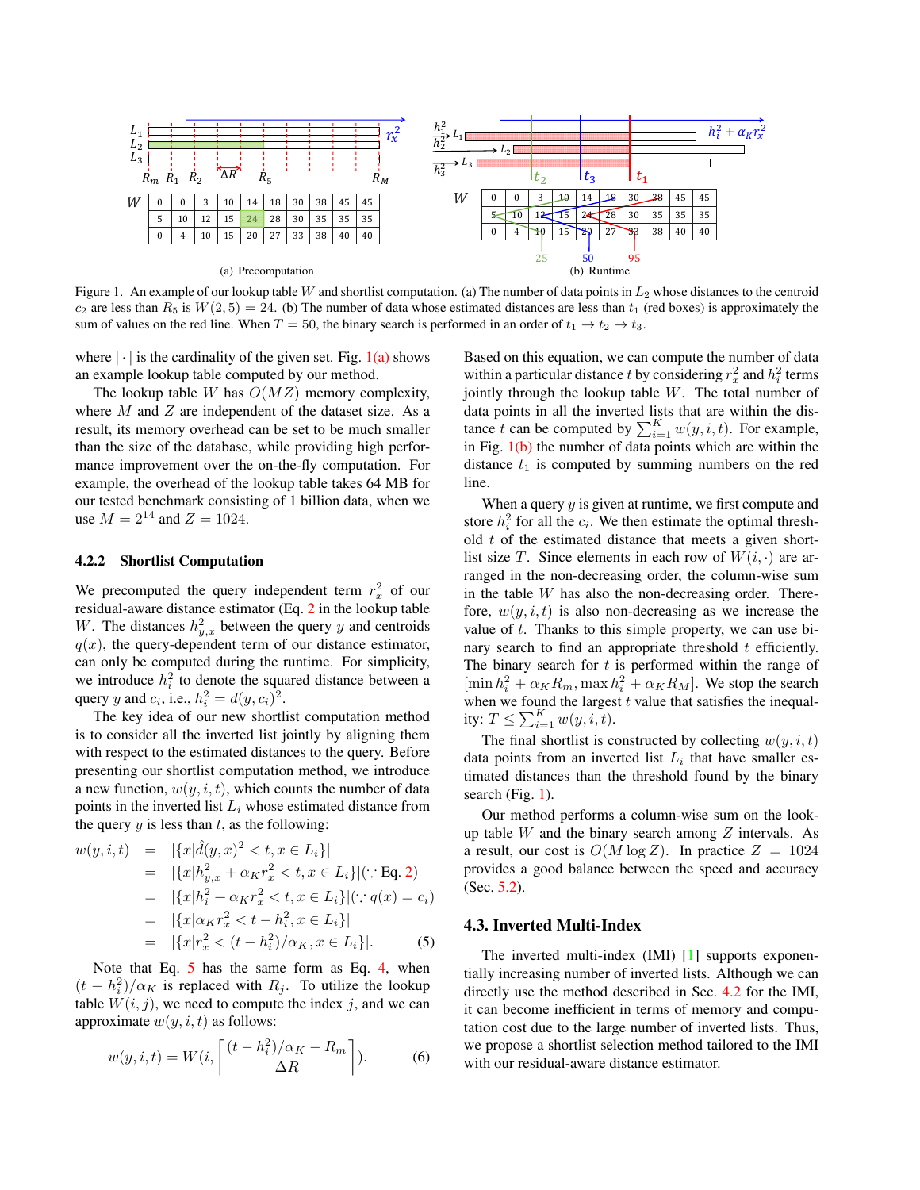Figure 1. An example of our lookup table $W$ and shortlist computation. (a) The number of data points in $L_2$ whose distances to the centroid $c_2$ are less than $R_5$ is $W(2, 5) = 24$. (b) The number of data whose estimated distances are less than $t_1$ (red boxes) is approximately the sum of values on the red line. When $T = 50$, the binary search is performed in an order of $t_1 \rightarrow t_2 \rightarrow t_3$.

where $|\cdot|$ is the cardinality of the given set. Fig. 1(a) shows an example lookup table computed by our method.

The lookup table $W$ has $O(MZ)$ memory complexity, where $M$ and $Z$ are independent of the dataset size. As a result, its memory overhead can be set to be much smaller than the size of the database, while providing high performance improvement over the on-the-fly computation. For example, the overhead of the lookup table takes 64 MB for our tested benchmark consisting of 1 billion data, when we use $M = 2^{14}$ and $Z = 1024$.

#### 4.2.2 Shortlist Computation

We precomputed the query independent term $r_x^2$ of our residual-aware distance estimator (Eq. 2 in the lookup table $W$. The distances $h_{y,x}^2$ between the query $y$ and centroids $q(x)$, the query-dependent term of our distance estimator, can only be computed during the runtime. For simplicity, we introduce $h_i^2$ to denote the squared distance between a query $y$ and $c_i$, i.e., $h_i^2 = d(y, c_i)^2$.

The key idea of our new shortlist computation method is to consider all the inverted list jointly by aligning them with respect to the estimated distances to the query. Before presenting our shortlist computation method, we introduce a new function, $w(y, i, t)$, which counts the number of data points in the inverted list $L_i$ whose estimated distance from the query $y$ is less than $t$, as the following:

$$
\begin{aligned}
w(y,i,t) &= |\{x|\hat{d}(y,x)^2 < t, x \in L_i\}| \\
&= |\{x|h_{y,x}^2 + \alpha_K r_x^2 < t, x \in L_i\}| (\because \text{Eq. } 2) \\
&= |\{x|h_i^2 + \alpha_K r_x^2 < t, x \in L_i\}| (\because q(x) = c_i) \\
&= |\{x|\alpha_K r_x^2 < t - h_i^2, x \in L_i\}| \\
&= |\{x|r_x^2 < (t - h_i^2)/\alpha_K, x \in L_i\}|. \qquad (5)
\end{aligned}
$$

Note that Eq. 5 has the same form as Eq. 4, when $(t - h_i^2)/\alpha_K$ is replaced with $R_j$. To utilize the lookup table $W(i, j)$, we need to compute the index $j$, and we can approximate $w(y, i, t)$ as follows:

$$
w(y,i,t) = W(i, \left\lceil \frac{(t - h_i^2)/\alpha_K - R_m}{\Delta R} \right\rceil). \qquad (6)
$$

Based on this equation, we can compute the number of data within a particular distance $t$ by considering $r_x^2$ and $h_i^2$ terms jointly through the lookup table $W$. The total number of data points in all the inverted lists that are within the distance $t$ can be computed by $\sum_{i=1}^{K} w(y, i, t)$. For example, in Fig. 1(b) the number of data points which are within the distance $t_1$ is computed by summing numbers on the red line.

When a query $y$ is given at runtime, we first compute and store $h_i^2$ for all the $c_i$. We then estimate the optimal threshold $t$ of the estimated distance that meets a given shortlist size $T$. Since elements in each row of $W(i, \cdot)$ are arranged in the non-decreasing order, the column-wise sum in the table $W$ has also the non-decreasing order. Therefore, $w(y, i, t)$ is also non-decreasing as we increase the value of $t$. Thanks to this simple property, we can use binary search to find an appropriate threshold $t$ efficiently. The binary search for $t$ is performed within the range of $[\min h_i^2 + \alpha_K R_m, \max h_i^2 + \alpha_K R_M]$. We stop the search when we found the largest $t$ value that satisfies the inequality: $T \leq \sum_{i=1}^{K} w(y, i, t)$.

The final shortlist is constructed by collecting $w(y, i, t)$ data points from an inverted list $L_i$ that have smaller estimated distances than the threshold found by the binary search (Fig. 1).

Our method performs a column-wise sum on the lookup table $W$ and the binary search among $Z$ intervals. As a result, our cost is $O(M \log Z)$. In practice $Z = 1024$ provides a good balance between the speed and accuracy (Sec. 5.2).

### 4.3. Inverted Multi-Index

The inverted multi-index (IMI) [1] supports exponentially increasing number of inverted lists. Although we can directly use the method described in Sec. 4.2 for the IMI, it can become inefficient in terms of memory and computation cost due to the large number of inverted lists. Thus, we propose a shortlist selection method tailored to the IMI with our residual-aware distance estimator.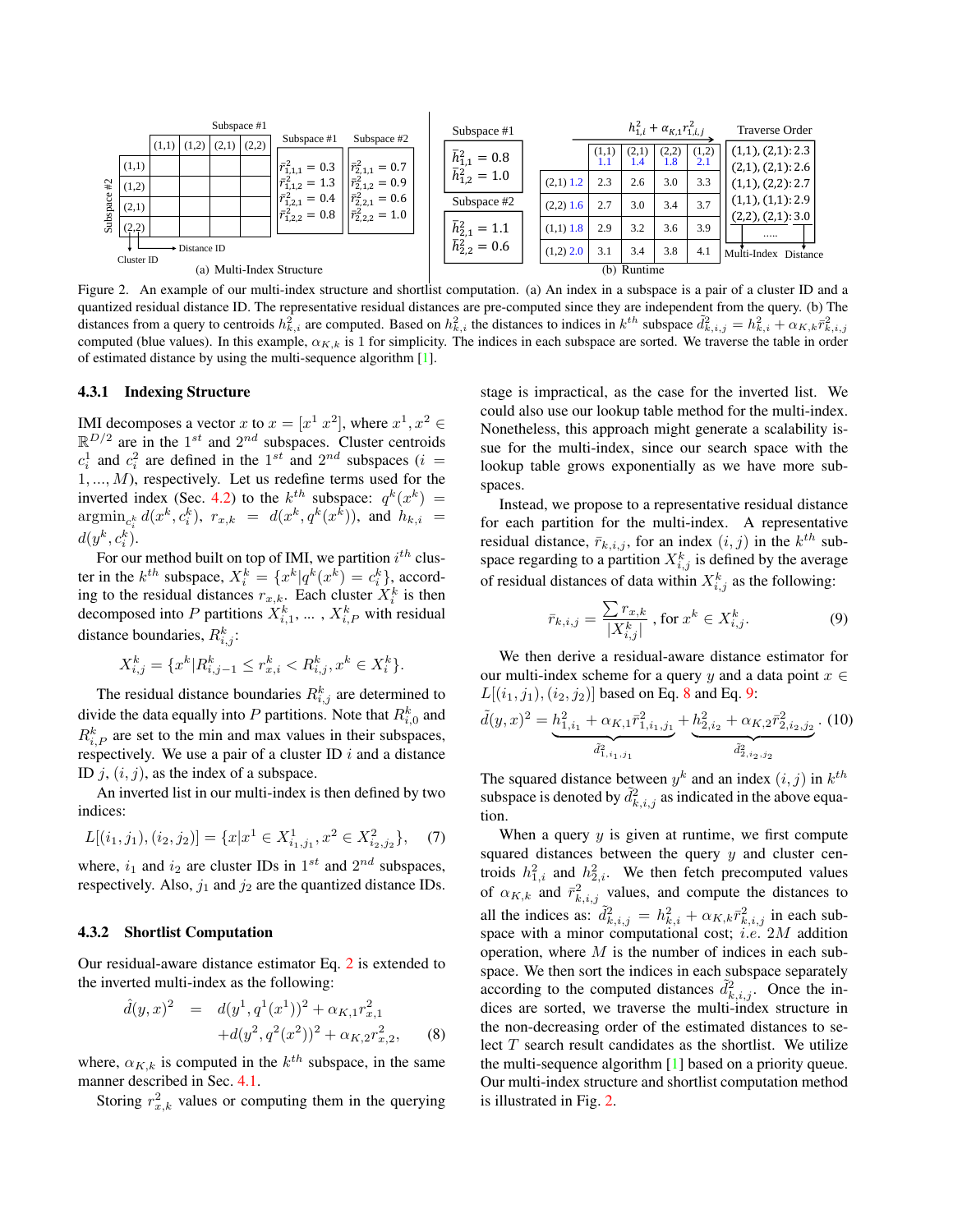Figure 2. An example of our multi-index structure and shortlist computation. (a) An index in a subspace is a pair of a cluster ID and a quantized residual distance ID. The representative residual distances are pre-computed since they are independent from the query. (b) The distances from a query to centroids $h_{k,i}^2$ are computed. Based on $h_{k,i}^2$ the distances to indices in $k^{th}$ subspace $\tilde{d}_{k,i,j}^2 = h_{k,i}^2 + \alpha_{K,k}\bar{r}_{k,i,j}^2$ computed (blue values). In this example, $\alpha_{K,k}$ is 1 for simplicity. The indices in each subspace are sorted. We traverse the table in order of estimated distance by using the multi-sequence algorithm [1].

### 4.3.1 Indexing Structure

IMI decomposes a vector $x$ to $x = [x^1\ x^2]$, where $x^1, x^2 \in \mathbb{R}^{D/2}$ are in the $1^{st}$ and $2^{nd}$ subspaces. Cluster centroids $c_i^1$ and $c_i^2$ are defined in the $1^{st}$ and $2^{nd}$ subspaces ($i = 1, ..., M$), respectively. Let us redefine terms used for the inverted index (Sec. 4.2) to the $k^{th}$ subspace: $q^k(x^k) = \text{argmin}_{c_i^k} d(x^k, c_i^k)$, $r_{x,k} = d(x^k, q^k(x^k))$, and $h_{k,i} = d(y^k, c_i^k)$.

For our method built on top of IMI, we partition $i^{th}$ cluster in the $k^{th}$ subspace, $X_i^k = \{x^k | q^k(x^k) = c_i^k\}$, according to the residual distances $r_{x,k}$. Each cluster $X_i^k$ is then decomposed into $P$ partitions $X_{i,1}^k$, ... , $X_{i,P}^k$ with residual distance boundaries, $R_{i,j}^k$:

$$X_{i,j}^k = \{x^k | R_{i,j-1}^k \leq r_{x,i}^k < R_{i,j}^k, x^k \in X_i^k\}.$$

The residual distance boundaries $R_{i,j}^k$ are determined to divide the data equally into $P$ partitions. Note that $R_{i,0}^k$ and $R_{i,P}^k$ are set to the min and max values in their subspaces, respectively. We use a pair of a cluster ID $i$ and a distance ID $j$, $(i, j)$, as the index of a subspace.

An inverted list in our multi-index is then defined by two indices:

$$L[(i_1, j_1), (i_2, j_2)] = \{x | x^1 \in X_{i_1,j_1}^1, x^2 \in X_{i_2,j_2}^2\}, \quad (7)$$

where, $i_1$ and $i_2$ are cluster IDs in $1^{st}$ and $2^{nd}$ subspaces, respectively. Also, $j_1$ and $j_2$ are the quantized distance IDs.

### 4.3.2 Shortlist Computation

Our residual-aware distance estimator Eq. 2 is extended to the inverted multi-index as the following:

$$\begin{aligned} \hat{d}(y,x)^2 &= d(y^1, q^1(x^1))^2 + \alpha_{K,1} r_{x,1}^2 \\ &\quad + d(y^2, q^2(x^2))^2 + \alpha_{K,2} r_{x,2}^2, \end{aligned} \quad (8)$$

where, $\alpha_{K,k}$ is computed in the $k^{th}$ subspace, in the same manner described in Sec. 4.1.

Storing $r_{x,k}^2$ values or computing them in the querying stage is impractical, as the case for the inverted list. We could also use our lookup table method for the multi-index. Nonetheless, this approach might generate a scalability issue for the multi-index, since our search space with the lookup table grows exponentially as we have more subspaces.

Instead, we propose to a representative residual distance for each partition for the multi-index. A representative residual distance, $\bar{r}_{k,i,j}$, for an index $(i, j)$ in the $k^{th}$ subspace regarding to a partition $X_{i,j}^k$ is defined by the average of residual distances of data within $X_{i,j}^k$ as the following:

$$\bar{r}_{k,i,j} = \frac{\sum r_{x,k}}{|X_{i,j}^k|}, \text{ for } x^k \in X_{i,j}^k. \quad (9)$$

We then derive a residual-aware distance estimator for our multi-index scheme for a query $y$ and a data point $x \in L[(i_1, j_1), (i_2, j_2)]$ based on Eq. 8 and Eq. 9:

$$\tilde{d}(y,x)^2 = \underbrace{h_{1,i_1}^2 + \alpha_{K,1}\bar{r}_{1,i_1,j_1}^2}_{\tilde{d}_{1,i_1,j_1}^2} + \underbrace{h_{2,i_2}^2 + \alpha_{K,2}\bar{r}_{2,i_2,j_2}^2}_{\tilde{d}_{2,i_2,j_2}^2}. \quad (10)$$

The squared distance between $y^k$ and an index $(i, j)$ in $k^{th}$ subspace is denoted by $\tilde{d}_{k,i,j}^2$ as indicated in the above equation.

When a query $y$ is given at runtime, we first compute squared distances between the query $y$ and cluster centroids $h_{1,i}^2$ and $h_{2,i}^2$. We then fetch precomputed values of $\alpha_{K,k}$ and $\bar{r}_{k,i,j}^2$ values, and compute the distances to all the indices as: $\tilde{d}_{k,i,j}^2 = h_{k,i}^2 + \alpha_{K,k}\bar{r}_{k,i,j}^2$ in each subspace with a minor computational cost; *i.e.* $2M$ addition operation, where $M$ is the number of indices in each subspace. We then sort the indices in each subspace separately according to the computed distances $\tilde{d}_{k,i,j}^2$. Once the indices are sorted, we traverse the multi-index structure in the non-decreasing order of the estimated distances to select $T$ search result candidates as the shortlist. We utilize the multi-sequence algorithm [1] based on a priority queue. Our multi-index structure and shortlist computation method is illustrated in Fig. 2.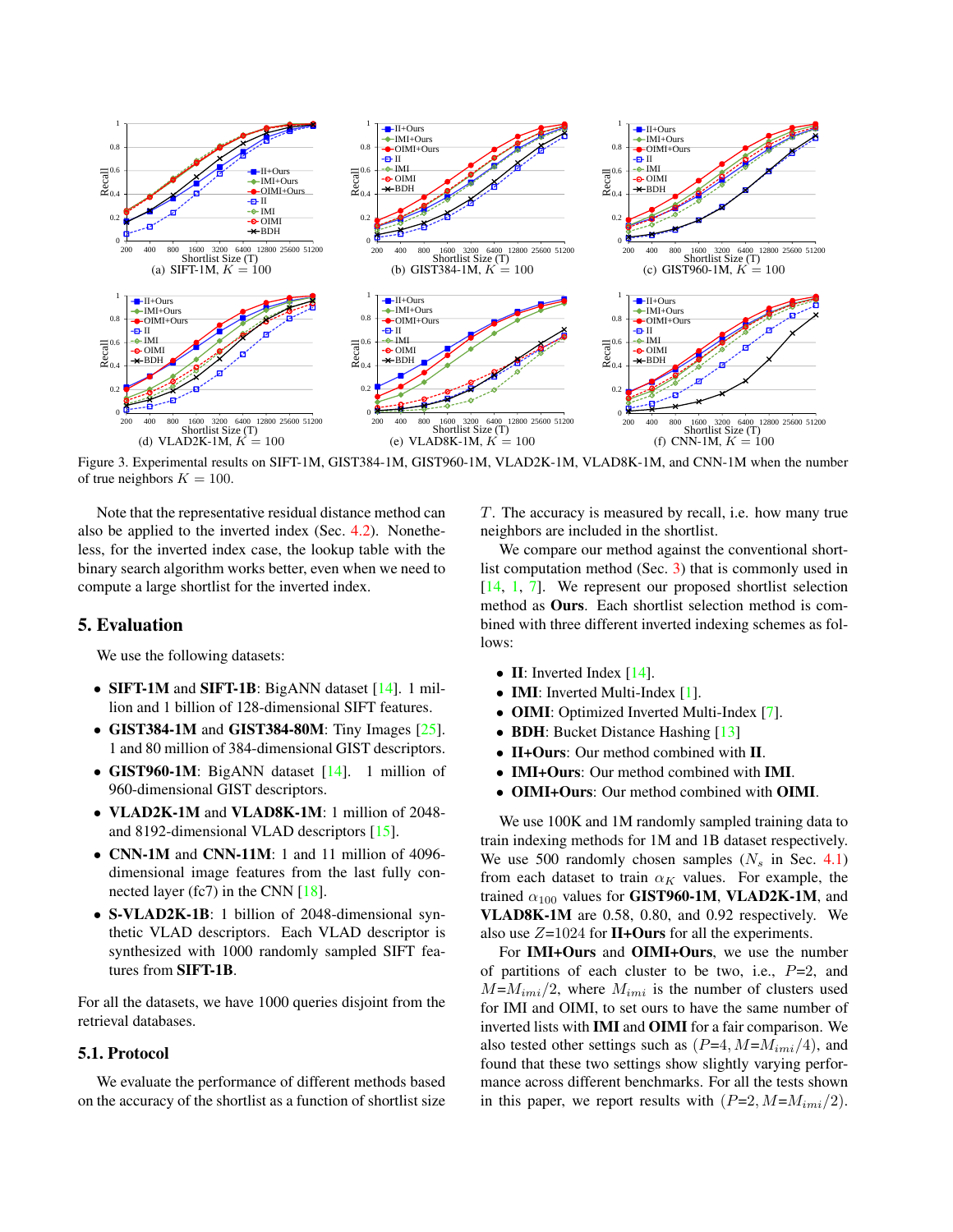Figure 3. Experimental results on SIFT-1M, GIST384-1M, GIST960-1M, VLAD2K-1M, VLAD8K-1M, and CNN-1M when the number of true neighbors $K = 100$.

Note that the representative residual distance method can also be applied to the inverted index (Sec. 4.2). Nonetheless, for the inverted index case, the lookup table with the binary search algorithm works better, even when we need to compute a large shortlist for the inverted index.

## 5. Evaluation

We use the following datasets:

- **SIFT-1M** and **SIFT-1B**: BigANN dataset [14]. 1 million and 1 billion of 128-dimensional SIFT features.
- **GIST384-1M** and **GIST384-80M**: Tiny Images [25]. 1 and 80 million of 384-dimensional GIST descriptors.
- **GIST960-1M**: BigANN dataset [14]. 1 million of 960-dimensional GIST descriptors.
- **VLAD2K-1M** and **VLAD8K-1M**: 1 million of 2048- and 8192-dimensional VLAD descriptors [15].
- **CNN-1M** and **CNN-11M**: 1 and 11 million of 4096-dimensional image features from the last fully connected layer (fc7) in the CNN [18].
- **S-VLAD2K-1B**: 1 billion of 2048-dimensional synthetic VLAD descriptors. Each VLAD descriptor is synthesized with 1000 randomly sampled SIFT features from **SIFT-1B**.

For all the datasets, we have 1000 queries disjoint from the retrieval databases.

### 5.1. Protocol

We evaluate the performance of different methods based on the accuracy of the shortlist as a function of shortlist size $T$. The accuracy is measured by recall, i.e. how many true neighbors are included in the shortlist.

We compare our method against the conventional shortlist computation method (Sec. 3) that is commonly used in [14, 1, 7]. We represent our proposed shortlist selection method as **Ours**. Each shortlist selection method is combined with three different inverted indexing schemes as follows:

- **II**: Inverted Index [14].
- **IMI**: Inverted Multi-Index [1].
- **OIMI**: Optimized Inverted Multi-Index [7].
- **BDH**: Bucket Distance Hashing [13]
- **II+Ours**: Our method combined with **II**.
- **IMI+Ours**: Our method combined with **IMI**.
- **OIMI+Ours**: Our method combined with **OIMI**.

We use 100K and 1M randomly sampled training data to train indexing methods for 1M and 1B dataset respectively. We use 500 randomly chosen samples ($N_s$ in Sec. 4.1) from each dataset to train $\alpha_K$ values. For example, the trained $\alpha_{100}$ values for **GIST960-1M**, **VLAD2K-1M**, and **VLAD8K-1M** are 0.58, 0.80, and 0.92 respectively. We also use $Z$=1024 for **II+Ours** for all the experiments.

For **IMI+Ours** and **OIMI+Ours**, we use the number of partitions of each cluster to be two, i.e., $P$=2, and $M$=$M_{imi}/2$, where $M_{imi}$ is the number of clusters used for IMI and OIMI, to set ours to have the same number of inverted lists with **IMI** and **OIMI** for a fair comparison. We also tested other settings such as ($P$=4, $M$=$M_{imi}/4$), and found that these two settings show slightly varying performance across different benchmarks. For all the tests shown in this paper, we report results with ($P$=2, $M$=$M_{imi}/2$).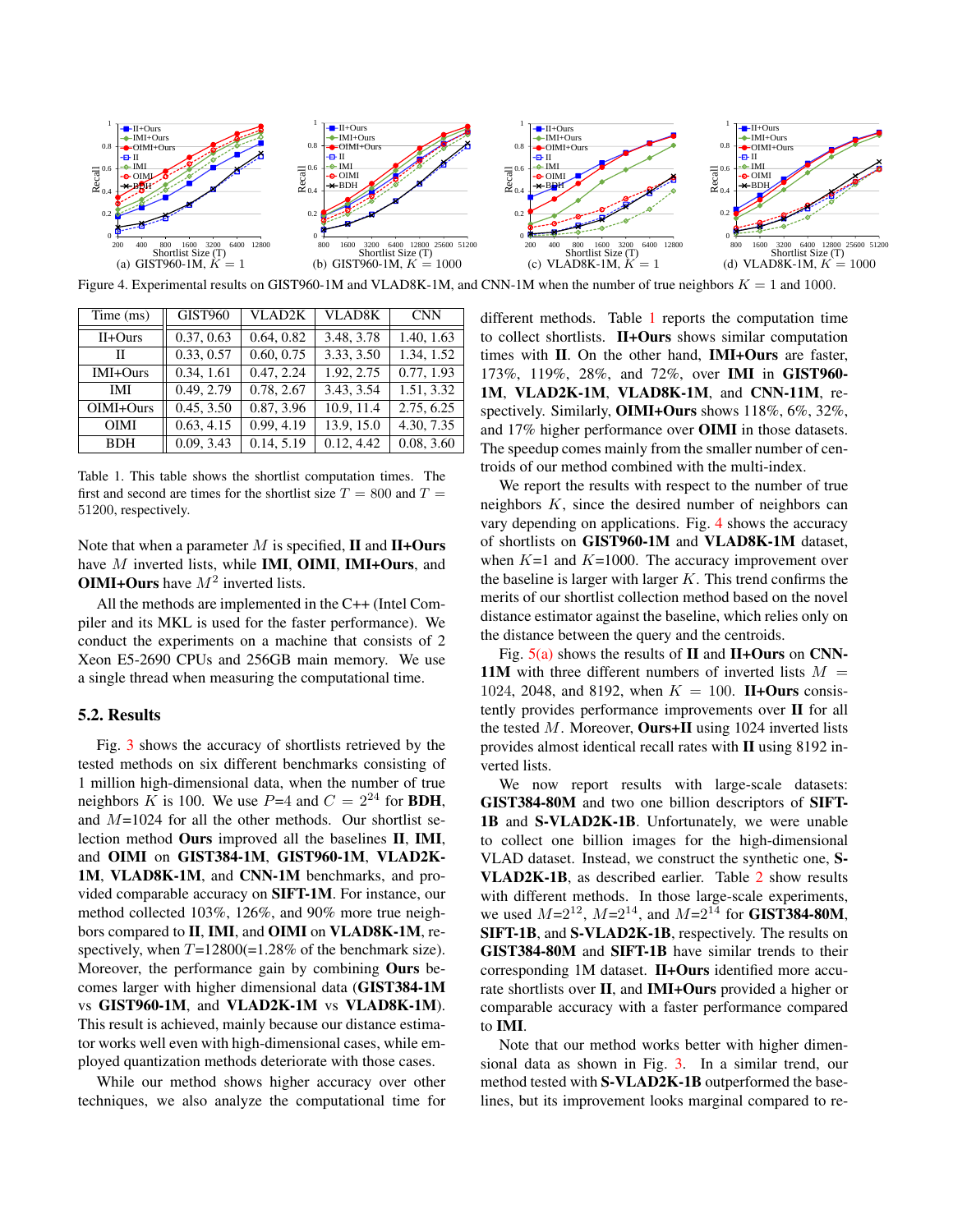Figure 4. Experimental results on GIST960-1M and VLAD8K-1M, and CNN-1M when the number of true neighbors $K = 1$ and 1000.

| Time (ms) | GIST960 | VLAD2K | VLAD8K | CNN |
|---|---|---|---|---|
| II+Ours | 0.37, 0.63 | 0.64, 0.82 | 3.48, 3.78 | 1.40, 1.63 |
| II | 0.33, 0.57 | 0.60, 0.75 | 3.33, 3.50 | 1.34, 1.52 |
| IMI+Ours | 0.34, 1.61 | 0.47, 2.24 | 1.92, 2.75 | 0.77, 1.93 |
| IMI | 0.49, 2.79 | 0.78, 2.67 | 3.43, 3.54 | 1.51, 3.32 |
| OIMI+Ours | 0.45, 3.50 | 0.87, 3.96 | 10.9, 11.4 | 2.75, 6.25 |
| OIMI | 0.63, 4.15 | 0.99, 4.19 | 13.9, 15.0 | 4.30, 7.35 |
| BDH | 0.09, 3.43 | 0.14, 5.19 | 0.12, 4.42 | 0.08, 3.60 |

Table 1. This table shows the shortlist computation times. The first and second are times for the shortlist size $T = 800$ and $T = 51200$, respectively.

Note that when a parameter $M$ is specified, **II** and **II+Ours** have $M$ inverted lists, while **IMI**, **OIMI**, **IMI+Ours**, and **OIMI+Ours** have $M^2$ inverted lists.

All the methods are implemented in the C++ (Intel Compiler and its MKL is used for the faster performance). We conduct the experiments on a machine that consists of 2 Xeon E5-2690 CPUs and 256GB main memory. We use a single thread when measuring the computational time.

### 5.2. Results

Fig. 3 shows the accuracy of shortlists retrieved by the tested methods on six different benchmarks consisting of 1 million high-dimensional data, when the number of true neighbors $K$ is 100. We use $P$=4 and $C = 2^{24}$ for **BDH**, and $M$=1024 for all the other methods. Our shortlist selection method **Ours** improved all the baselines **II**, **IMI**, and **OIMI** on **GIST384-1M**, **GIST960-1M**, **VLAD2K-1M**, **VLAD8K-1M**, and **CNN-1M** benchmarks, and provided comparable accuracy on **SIFT-1M**. For instance, our method collected 103%, 126%, and 90% more true neighbors compared to **II**, **IMI**, and **OIMI** on **VLAD8K-1M**, respectively, when $T$=12800(=1.28% of the benchmark size). Moreover, the performance gain by combining **Ours** becomes larger with higher dimensional data (**GIST384-1M** vs **GIST960-1M**, and **VLAD2K-1M** vs **VLAD8K-1M**). This result is achieved, mainly because our distance estimator works well even with high-dimensional cases, while employed quantization methods deteriorate with those cases.

While our method shows higher accuracy over other techniques, we also analyze the computational time for different methods. Table 1 reports the computation time to collect shortlists. **II+Ours** shows similar computation times with **II**. On the other hand, **IMI+Ours** are faster, 173%, 119%, 28%, and 72%, over **IMI** in **GIST960-1M**, **VLAD2K-1M**, **VLAD8K-1M**, and **CNN-11M**, respectively. Similarly, **OIMI+Ours** shows 118%, 6%, 32%, and 17% higher performance over **OIMI** in those datasets. The speedup comes mainly from the smaller number of centroids of our method combined with the multi-index.

We report the results with respect to the number of true neighbors $K$, since the desired number of neighbors can vary depending on applications. Fig. 4 shows the accuracy of shortlists on **GIST960-1M** and **VLAD8K-1M** dataset, when $K$=1 and $K$=1000. The accuracy improvement over the baseline is larger with larger $K$. This trend confirms the merits of our shortlist collection method based on the novel distance estimator against the baseline, which relies only on the distance between the query and the centroids.

Fig. 5(a) shows the results of **II** and **II+Ours** on **CNN-11M** with three different numbers of inverted lists $M$ = 1024, 2048, and 8192, when $K = 100$. **II+Ours** consistently provides performance improvements over **II** for all the tested $M$. Moreover, **Ours+II** using 1024 inverted lists provides almost identical recall rates with **II** using 8192 inverted lists.

We now report results with large-scale datasets: **GIST384-80M** and two one billion descriptors of **SIFT-1B** and **S-VLAD2K-1B**. Unfortunately, we were unable to collect one billion images for the high-dimensional VLAD dataset. Instead, we construct the synthetic one, **S-VLAD2K-1B**, as described earlier. Table 2 show results with different methods. In those large-scale experiments, we used $M$=$2^{12}$, $M$=$2^{14}$, and $M$=$2^{14}$ for **GIST384-80M**, **SIFT-1B**, and **S-VLAD2K-1B**, respectively. The results on **GIST384-80M** and **SIFT-1B** have similar trends to their corresponding 1M dataset. **II+Ours** identified more accurate shortlists over **II**, and **IMI+Ours** provided a higher or comparable accuracy with a faster performance compared to **IMI**.

Note that our method works better with higher dimensional data as shown in Fig. 3. In a similar trend, our method tested with **S-VLAD2K-1B** outperformed the baselines, but its improvement looks marginal compared to re-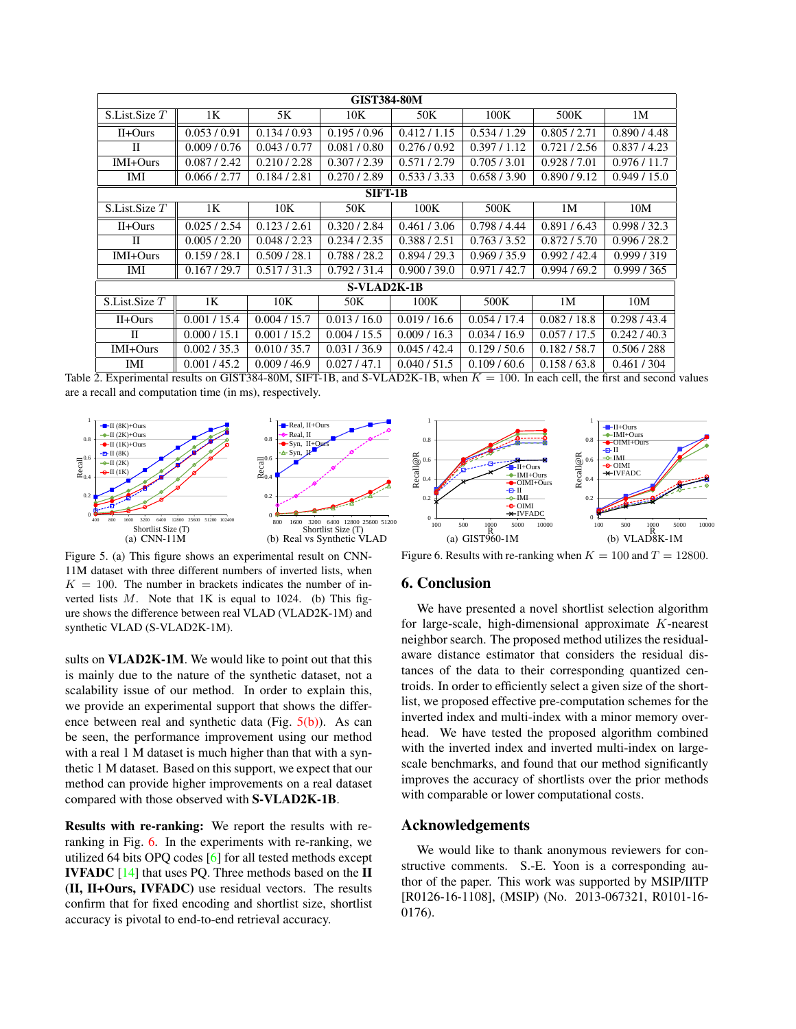| GIST384-80M | | | | | | | |
|---|---|---|---|---|---|---|---|
| S.List.Size $T$ | 1K | 5K | 10K | 50K | 100K | 500K | 1M |
| II+Ours | 0.053 / 0.91 | 0.134 / 0.93 | 0.195 / 0.96 | 0.412 / 1.15 | 0.534 / 1.29 | 0.805 / 2.71 | 0.890 / 4.48 |
| II | 0.009 / 0.76 | 0.043 / 0.77 | 0.081 / 0.80 | 0.276 / 0.92 | 0.397 / 1.12 | 0.721 / 2.56 | 0.837 / 4.23 |
| IMI+Ours | 0.087 / 2.42 | 0.210 / 2.28 | 0.307 / 2.39 | 0.571 / 2.79 | 0.705 / 3.01 | 0.928 / 7.01 | 0.976 / 11.7 |
| IMI | 0.066 / 2.77 | 0.184 / 2.81 | 0.270 / 2.89 | 0.533 / 3.33 | 0.658 / 3.90 | 0.890 / 9.12 | 0.949 / 15.0 |
| **SIFT-1B** | | | | | | | |
| S.List.Size $T$ | 1K | 10K | 50K | 100K | 500K | 1M | 10M |
| II+Ours | 0.025 / 2.54 | 0.123 / 2.61 | 0.320 / 2.84 | 0.461 / 3.06 | 0.798 / 4.44 | 0.891 / 6.43 | 0.998 / 32.3 |
| II | 0.005 / 2.20 | 0.048 / 2.23 | 0.234 / 2.35 | 0.388 / 2.51 | 0.763 / 3.52 | 0.872 / 5.70 | 0.996 / 28.2 |
| IMI+Ours | 0.159 / 28.1 | 0.509 / 28.1 | 0.788 / 28.2 | 0.894 / 29.3 | 0.969 / 35.9 | 0.992 / 42.4 | 0.999 / 319 |
| IMI | 0.167 / 29.7 | 0.517 / 31.3 | 0.792 / 31.4 | 0.900 / 39.0 | 0.971 / 42.7 | 0.994 / 69.2 | 0.999 / 365 |
| **S-VLAD2K-1B** | | | | | | | |
| S.List.Size $T$ | 1K | 10K | 50K | 100K | 500K | 1M | 10M |
| II+Ours | 0.001 / 15.4 | 0.004 / 15.7 | 0.013 / 16.0 | 0.019 / 16.6 | 0.054 / 17.4 | 0.082 / 18.8 | 0.298 / 43.4 |
| II | 0.000 / 15.1 | 0.001 / 15.2 | 0.004 / 15.5 | 0.009 / 16.3 | 0.034 / 16.9 | 0.057 / 17.5 | 0.242 / 40.3 |
| IMI+Ours | 0.002 / 35.3 | 0.010 / 35.7 | 0.031 / 36.9 | 0.045 / 42.4 | 0.129 / 50.6 | 0.182 / 58.7 | 0.506 / 288 |
| IMI | 0.001 / 45.2 | 0.009 / 46.9 | 0.027 / 47.1 | 0.040 / 51.5 | 0.109 / 60.6 | 0.158 / 63.8 | 0.461 / 304 |

Table 2. Experimental results on GIST384-80M, SIFT-1B, and S-VLAD2K-1B, when $K = 100$. In each cell, the first and second values are a recall and computation time (in ms), respectively.

(a) CNN-11M (b) Real vs Synthetic VLAD

Figure 5. (a) This figure shows an experimental result on CNN-11M dataset with three different numbers of inverted lists, when $K = 100$. The number in brackets indicates the number of inverted lists $M$. Note that 1K is equal to 1024. (b) This figure shows the difference between real VLAD (VLAD2K-1M) and synthetic VLAD (S-VLAD2K-1M).

sults on **VLAD2K-1M**. We would like to point out that this is mainly due to the nature of the synthetic dataset, not a scalability issue of our method. In order to explain this, we provide an experimental support that shows the difference between real and synthetic data (Fig. 5(b)). As can be seen, the performance improvement using our method with a real 1 M dataset is much higher than that with a synthetic 1 M dataset. Based on this support, we expect that our method can provide higher improvements on a real dataset compared with those observed with **S-VLAD2K-1B**.

**Results with re-ranking:** We report the results with re-ranking in Fig. 6. In the experiments with re-ranking, we utilized 64 bits OPQ codes [6] for all tested methods except **IVFADC** [14] that uses PQ. Three methods based on the **II (II, II+Ours, IVFADC)** use residual vectors. The results confirm that for fixed encoding and shortlist size, shortlist accuracy is pivotal to end-to-end retrieval accuracy.

(a) GIST960-1M (b) VLAD8K-1M

Figure 6. Results with re-ranking when $K = 100$ and $T = 12800$.

## 6. Conclusion

We have presented a novel shortlist selection algorithm for large-scale, high-dimensional approximate $K$-nearest neighbor search. The proposed method utilizes the residual-aware distance estimator that considers the residual distances of the data to their corresponding quantized centroids. In order to efficiently select a given size of the shortlist, we proposed effective pre-computation schemes for the inverted index and multi-index with a minor memory overhead. We have tested the proposed algorithm combined with the inverted index and inverted multi-index on large-scale benchmarks, and found that our method significantly improves the accuracy of shortlists over the prior methods with comparable or lower computational costs.

## Acknowledgements

We would like to thank anonymous reviewers for constructive comments. S.-E. Yoon is a corresponding author of the paper. This work was supported by MSIP/IITP [R0126-16-1108], (MSIP) (No. 2013-067321, R0101-16-0176).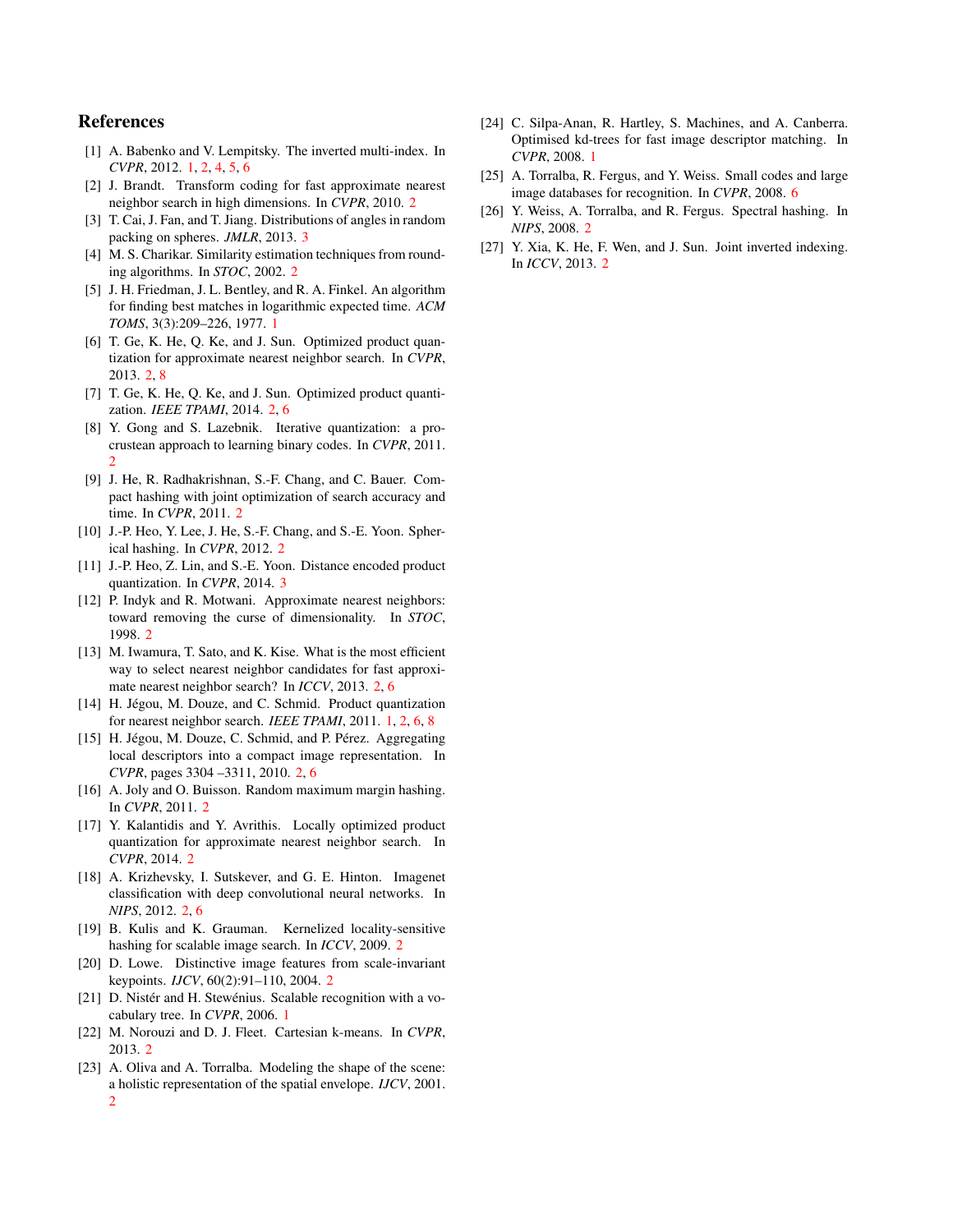# References

[1] A. Babenko and V. Lempitsky. The inverted multi-index. In *CVPR*, 2012. 1, 2, 4, 5, 6

[2] J. Brandt. Transform coding for fast approximate nearest neighbor search in high dimensions. In *CVPR*, 2010. 2

[3] T. Cai, J. Fan, and T. Jiang. Distributions of angles in random packing on spheres. *JMLR*, 2013. 3

[4] M. S. Charikar. Similarity estimation techniques from rounding algorithms. In *STOC*, 2002. 2

[5] J. H. Friedman, J. L. Bentley, and R. A. Finkel. An algorithm for finding best matches in logarithmic expected time. *ACM TOMS*, 3(3):209–226, 1977. 1

[6] T. Ge, K. He, Q. Ke, and J. Sun. Optimized product quantization for approximate nearest neighbor search. In *CVPR*, 2013. 2, 8

[7] T. Ge, K. He, Q. Ke, and J. Sun. Optimized product quantization. *IEEE TPAMI*, 2014. 2, 6

[8] Y. Gong and S. Lazebnik. Iterative quantization: a procrustean approach to learning binary codes. In *CVPR*, 2011. 2

[9] J. He, R. Radhakrishnan, S.-F. Chang, and C. Bauer. Compact hashing with joint optimization of search accuracy and time. In *CVPR*, 2011. 2

[10] J.-P. Heo, Y. Lee, J. He, S.-F. Chang, and S.-E. Yoon. Spherical hashing. In *CVPR*, 2012. 2

[11] J.-P. Heo, Z. Lin, and S.-E. Yoon. Distance encoded product quantization. In *CVPR*, 2014. 3

[12] P. Indyk and R. Motwani. Approximate nearest neighbors: toward removing the curse of dimensionality. In *STOC*, 1998. 2

[13] M. Iwamura, T. Sato, and K. Kise. What is the most efficient way to select nearest neighbor candidates for fast approximate nearest neighbor search? In *ICCV*, 2013. 2, 6

[14] H. Jégou, M. Douze, and C. Schmid. Product quantization for nearest neighbor search. *IEEE TPAMI*, 2011. 1, 2, 6, 8

[15] H. Jégou, M. Douze, C. Schmid, and P. Pérez. Aggregating local descriptors into a compact image representation. In *CVPR*, pages 3304 –3311, 2010. 2, 6

[16] A. Joly and O. Buisson. Random maximum margin hashing. In *CVPR*, 2011. 2

[17] Y. Kalantidis and Y. Avrithis. Locally optimized product quantization for approximate nearest neighbor search. In *CVPR*, 2014. 2

[18] A. Krizhevsky, I. Sutskever, and G. E. Hinton. Imagenet classification with deep convolutional neural networks. In *NIPS*, 2012. 2, 6

[19] B. Kulis and K. Grauman. Kernelized locality-sensitive hashing for scalable image search. In *ICCV*, 2009. 2

[20] D. Lowe. Distinctive image features from scale-invariant keypoints. *IJCV*, 60(2):91–110, 2004. 2

[21] D. Nistér and H. Stewénius. Scalable recognition with a vocabulary tree. In *CVPR*, 2006. 1

[22] M. Norouzi and D. J. Fleet. Cartesian k-means. In *CVPR*, 2013. 2

[23] A. Oliva and A. Torralba. Modeling the shape of the scene: a holistic representation of the spatial envelope. *IJCV*, 2001. 2

[24] C. Silpa-Anan, R. Hartley, S. Machines, and A. Canberra. Optimised kd-trees for fast image descriptor matching. In *CVPR*, 2008. 1

[25] A. Torralba, R. Fergus, and Y. Weiss. Small codes and large image databases for recognition. In *CVPR*, 2008. 6

[26] Y. Weiss, A. Torralba, and R. Fergus. Spectral hashing. In *NIPS*, 2008. 2

[27] Y. Xia, K. He, F. Wen, and J. Sun. Joint inverted indexing. In *ICCV*, 2013. 2